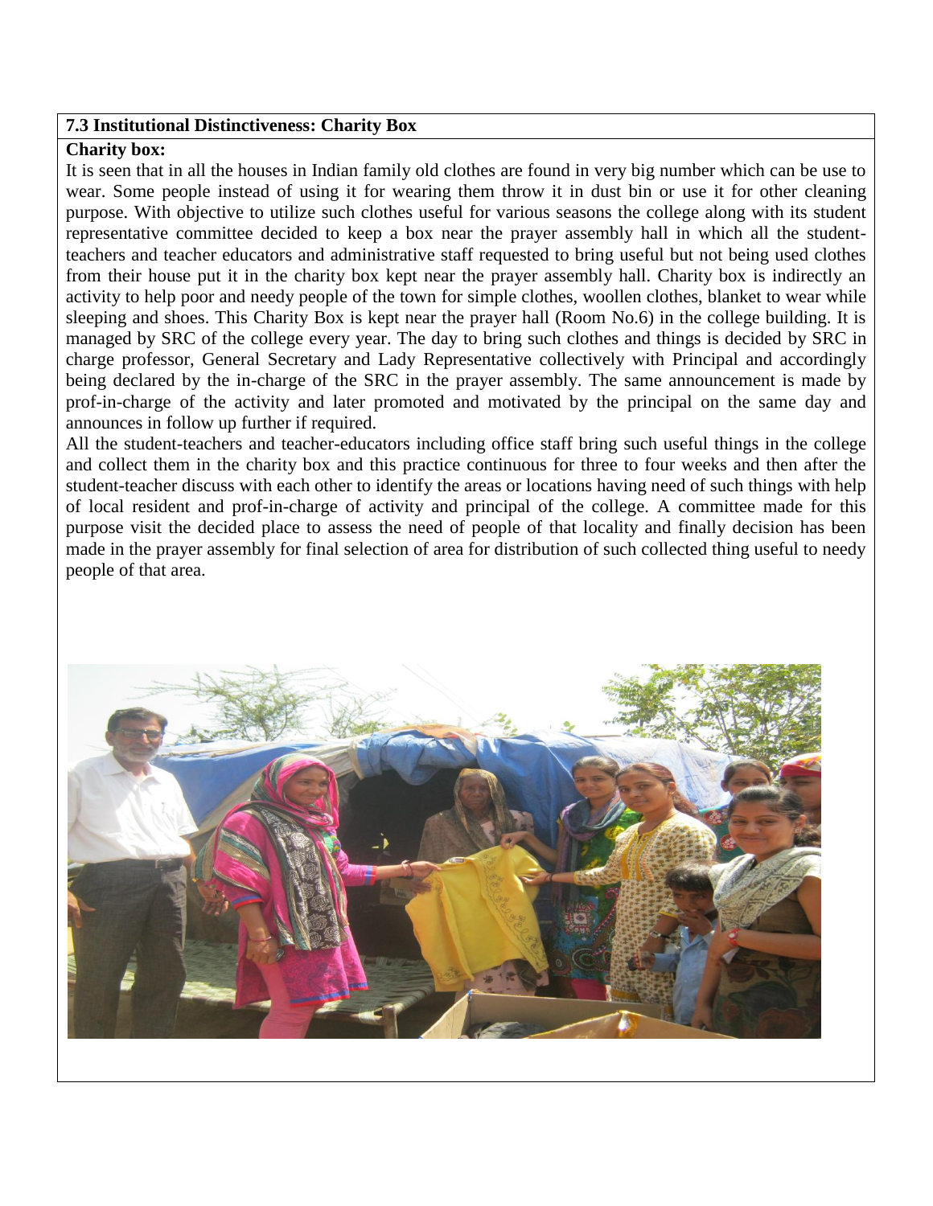**7.3 Institutional Distinctiveness: Charity Box**

**Charity box:**

It is seen that in all the houses in Indian family old clothes are found in very big number which can be use to wear. Some people instead of using it for wearing them throw it in dust bin or use it for other cleaning purpose. With objective to utilize such clothes useful for various seasons the college along with its student representative committee decided to keep a box near the prayer assembly hall in which all the student-teachers and teacher educators and administrative staff requested to bring useful but not being used clothes from their house put it in the charity box kept near the prayer assembly hall. Charity box is indirectly an activity to help poor and needy people of the town for simple clothes, woollen clothes, blanket to wear while sleeping and shoes. This Charity Box is kept near the prayer hall (Room No.6) in the college building. It is managed by SRC of the college every year. The day to bring such clothes and things is decided by SRC in charge professor, General Secretary and Lady Representative collectively with Principal and accordingly being declared by the in-charge of the SRC in the prayer assembly. The same announcement is made by prof-in-charge of the activity and later promoted and motivated by the principal on the same day and announces in follow up further if required.

All the student-teachers and teacher-educators including office staff bring such useful things in the college and collect them in the charity box and this practice continuous for three to four weeks and then after the student-teacher discuss with each other to identify the areas or locations having need of such things with help of local resident and prof-in-charge of activity and principal of the college. A committee made for this purpose visit the decided place to assess the need of people of that locality and finally decision has been made in the prayer assembly for final selection of area for distribution of such collected thing useful to needy people of that area.